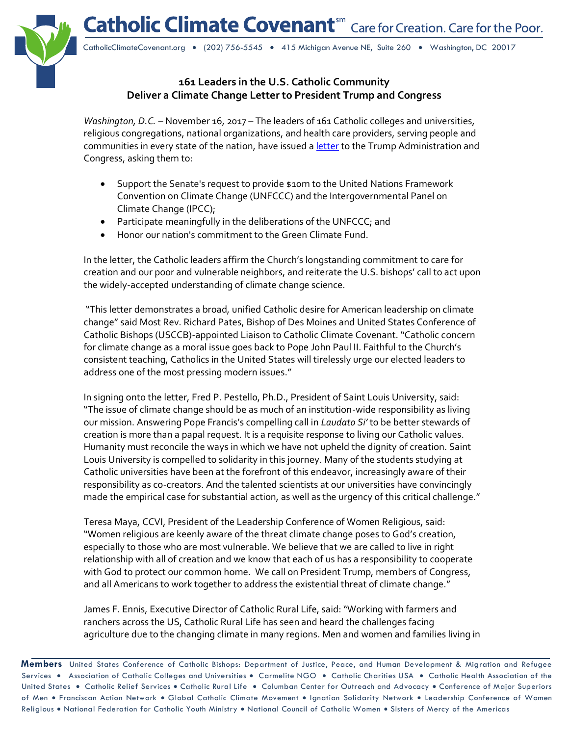# Catholic Climate Covenant[sm] Care for Creation. Care for the Poor.

CatholicClimateCovenant.org • (202) 756-5545 • 415 Michigan Avenue NE, Suite 260 • Washington, DC 20017

## 161 Leaders in the U.S. Catholic Community Deliver a Climate Change Letter to President Trump and Congress

*Washington, D.C.* – November 16, 2017 – The leaders of 161 Catholic colleges and universities, religious congregations, national organizations, and health care providers, serving people and communities in every state of the nation, have issued a letter to the Trump Administration and Congress, asking them to:

- Support the Senate's request to provide $10m to the United Nations Framework Convention on Climate Change (UNFCCC) and the Intergovernmental Panel on Climate Change (IPCC);
- Participate meaningfully in the deliberations of the UNFCCC; and
- Honor our nation's commitment to the Green Climate Fund.

In the letter, the Catholic leaders affirm the Church's longstanding commitment to care for creation and our poor and vulnerable neighbors, and reiterate the U.S. bishops' call to act upon the widely-accepted understanding of climate change science.

"This letter demonstrates a broad, unified Catholic desire for American leadership on climate change" said Most Rev. Richard Pates, Bishop of Des Moines and United States Conference of Catholic Bishops (USCCB)-appointed Liaison to Catholic Climate Covenant. "Catholic concern for climate change as a moral issue goes back to Pope John Paul II. Faithful to the Church's consistent teaching, Catholics in the United States will tirelessly urge our elected leaders to address one of the most pressing modern issues."

In signing onto the letter, Fred P. Pestello, Ph.D., President of Saint Louis University, said: "The issue of climate change should be as much of an institution-wide responsibility as living our mission. Answering Pope Francis's compelling call in *Laudato Si'* to be better stewards of creation is more than a papal request. It is a requisite response to living our Catholic values. Humanity must reconcile the ways in which we have not upheld the dignity of creation. Saint Louis University is compelled to solidarity in this journey. Many of the students studying at Catholic universities have been at the forefront of this endeavor, increasingly aware of their responsibility as co-creators. And the talented scientists at our universities have convincingly made the empirical case for substantial action, as well as the urgency of this critical challenge."

Teresa Maya, CCVI, President of the Leadership Conference of Women Religious, said: "Women religious are keenly aware of the threat climate change poses to God's creation, especially to those who are most vulnerable. We believe that we are called to live in right relationship with all of creation and we know that each of us has a responsibility to cooperate with God to protect our common home. We call on President Trump, members of Congress, and all Americans to work together to address the existential threat of climate change."

James F. Ennis, Executive Director of Catholic Rural Life, said: "Working with farmers and ranchers across the US, Catholic Rural Life has seen and heard the challenges facing agriculture due to the changing climate in many regions. Men and women and families living in

**Members** United States Conference of Catholic Bishops: Department of Justice, Peace, and Human Development & Migration and Refugee Services • Association of Catholic Colleges and Universities • Carmelite NGO • Catholic Charities USA • Catholic Health Association of the United States • Catholic Relief Services • Catholic Rural Life • Columban Center for Outreach and Advocacy • Conference of Major Superiors of Men • Franciscan Action Network • Global Catholic Climate Movement • Ignatian Solidarity Network • Leadership Conference of Women Religious • National Federation for Catholic Youth Ministry • National Council of Catholic Women • Sisters of Mercy of the Americas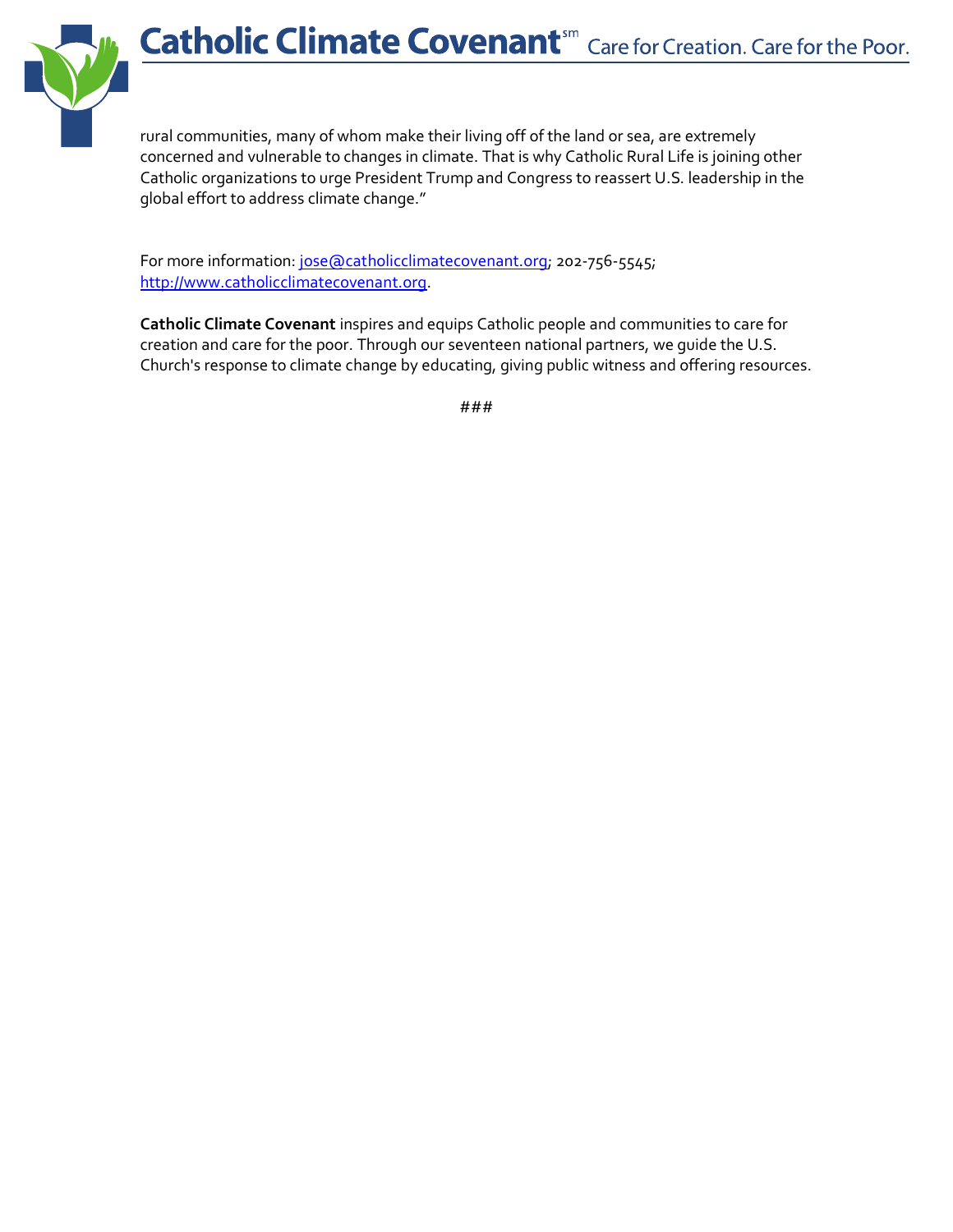rural communities, many of whom make their living off of the land or sea, are extremely concerned and vulnerable to changes in climate. That is why Catholic Rural Life is joining other Catholic organizations to urge President Trump and Congress to reassert U.S. leadership in the global effort to address climate change."

For more information: jose@catholicclimatecovenant.org; 202-756-5545; http://www.catholicclimatecovenant.org.

**Catholic Climate Covenant** inspires and equips Catholic people and communities to care for creation and care for the poor. Through our seventeen national partners, we guide the U.S. Church's response to climate change by educating, giving public witness and offering resources.

###